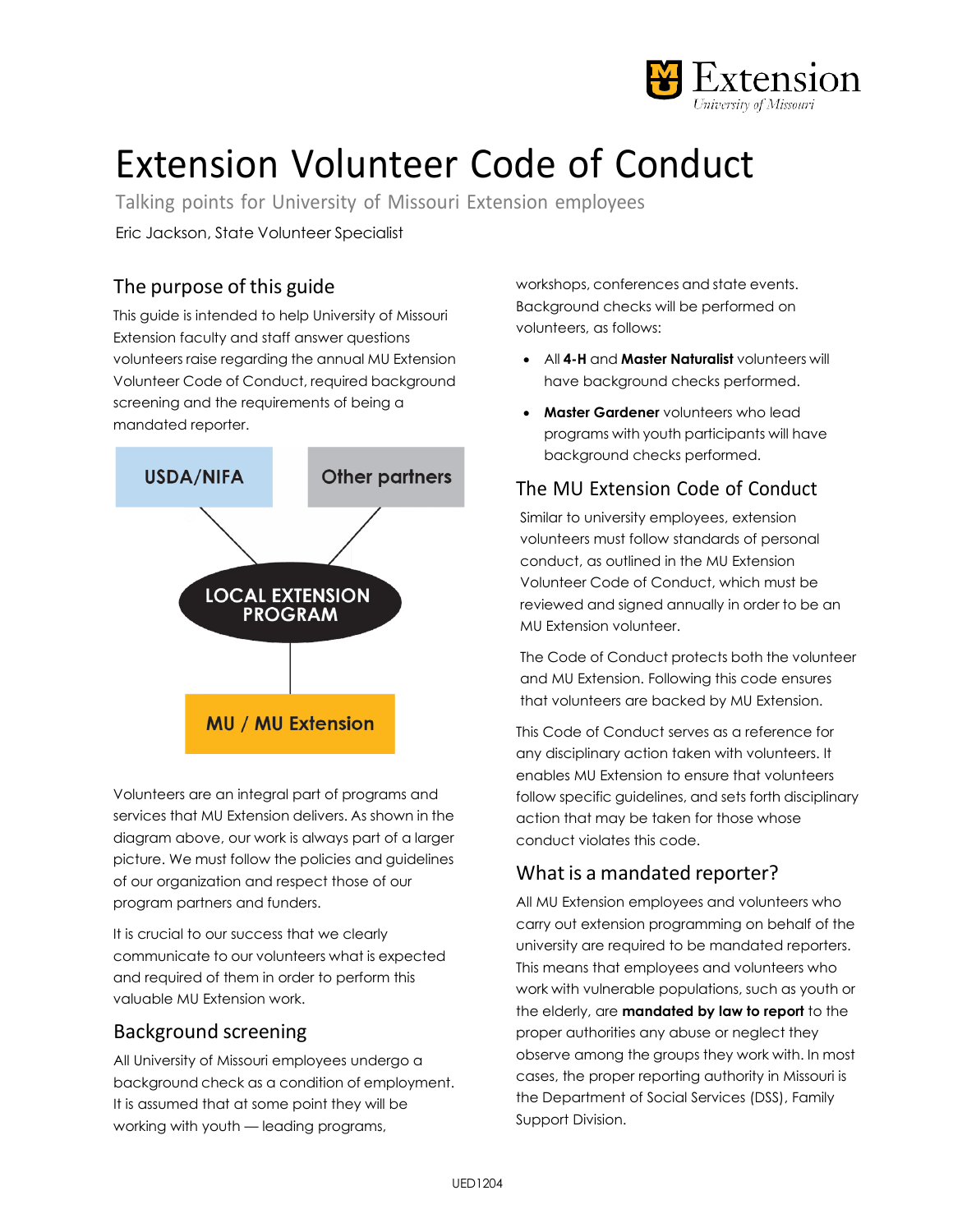# Extension Volunteer Code of Conduct

Talking points for University of Missouri Extension employees

Eric Jackson, State Volunteer Specialist

## The purpose of this guide

This guide is intended to help University of Missouri Extension faculty and staff answer questions volunteers raise regarding the annual MU Extension Volunteer Code of Conduct, required background screening and the requirements of being a mandated reporter.

USDA/NIFA

Other partners

LOCAL EXTENSION PROGRAM

MU / MU Extension

Volunteers are an integral part of programs and services that MU Extension delivers. As shown in the diagram above, our work is always part of a larger picture. We must follow the policies and guidelines of our organization and respect those of our program partners and funders.

It is crucial to our success that we clearly communicate to our volunteers what is expected and required of them in order to perform this valuable MU Extension work.

## Background screening

All University of Missouri employees undergo a background check as a condition of employment. It is assumed that at some point they will be working with youth — leading programs, workshops, conferences and state events. Background checks will be performed on volunteers, as follows:

- All **4-H** and **Master Naturalist** volunteers will have background checks performed.
- **Master Gardener** volunteers who lead programs with youth participants will have background checks performed.

## The MU Extension Code of Conduct

Similar to university employees, extension volunteers must follow standards of personal conduct, as outlined in the MU Extension Volunteer Code of Conduct, which must be reviewed and signed annually in order to be an MU Extension volunteer.

The Code of Conduct protects both the volunteer and MU Extension. Following this code ensures that volunteers are backed by MU Extension.

This Code of Conduct serves as a reference for any disciplinary action taken with volunteers. It enables MU Extension to ensure that volunteers follow specific guidelines, and sets forth disciplinary action that may be taken for those whose conduct violates this code.

## What is a mandated reporter?

All MU Extension employees and volunteers who carry out extension programming on behalf of the university are required to be mandated reporters. This means that employees and volunteers who work with vulnerable populations, such as youth or the elderly, are **mandated by law to report** to the proper authorities any abuse or neglect they observe among the groups they work with. In most cases, the proper reporting authority in Missouri is the Department of Social Services (DSS), Family Support Division.

UED1204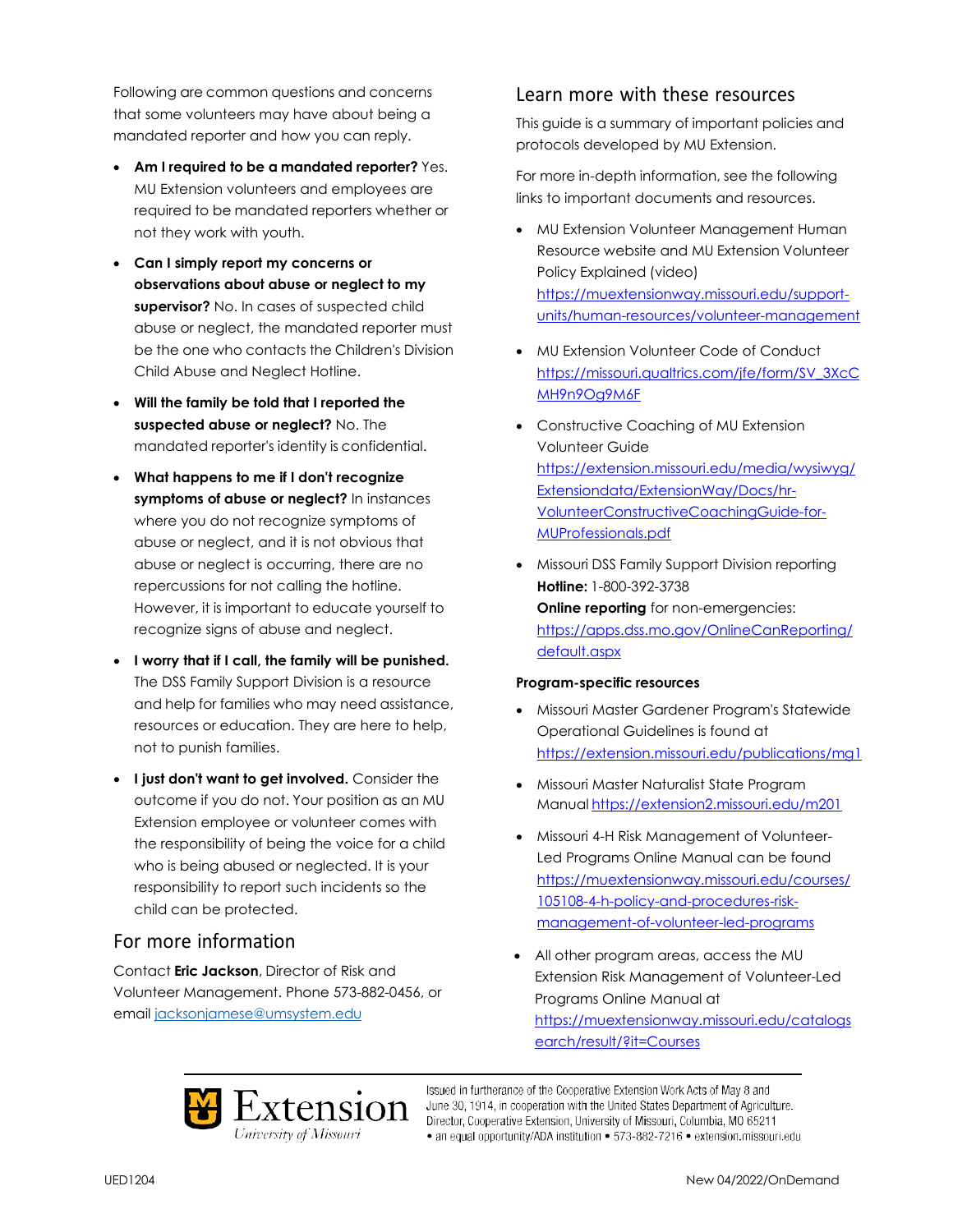Following are common questions and concerns that some volunteers may have about being a mandated reporter and how you can reply.

- **Am I required to be a mandated reporter?** Yes. MU Extension volunteers and employees are required to be mandated reporters whether or not they work with youth.
- **Can I simply report my concerns or observations about abuse or neglect to my supervisor?** No. In cases of suspected child abuse or neglect, the mandated reporter must be the one who contacts the Children's Division Child Abuse and Neglect Hotline.
- **Will the family be told that I reported the suspected abuse or neglect?** No. The mandated reporter's identity is confidential.
- **What happens to me if I don't recognize symptoms of abuse or neglect?** In instances where you do not recognize symptoms of abuse or neglect, and it is not obvious that abuse or neglect is occurring, there are no repercussions for not calling the hotline. However, it is important to educate yourself to recognize signs of abuse and neglect.
- **I worry that if I call, the family will be punished.** The DSS Family Support Division is a resource and help for families who may need assistance, resources or education. They are here to help, not to punish families.
- **I just don't want to get involved.** Consider the outcome if you do not. Your position as an MU Extension employee or volunteer comes with the responsibility of being the voice for a child who is being abused or neglected. It is your responsibility to report such incidents so the child can be protected.

## For more information

Contact **Eric Jackson**, Director of Risk and Volunteer Management. Phone 573-882-0456, or email jacksonjamese@umsystem.edu

## Learn more with these resources

This guide is a summary of important policies and protocols developed by MU Extension.

For more in-depth information, see the following links to important documents and resources.

- MU Extension Volunteer Management Human Resource website and MU Extension Volunteer Policy Explained (video) https://muextensionway.missouri.edu/support-units/human-resources/volunteer-management
- MU Extension Volunteer Code of Conduct https://missouri.qualtrics.com/jfe/form/SV_3XcCMH9n9Og9M6F
- Constructive Coaching of MU Extension Volunteer Guide https://extension.missouri.edu/media/wysiwyg/Extensiondata/ExtensionWay/Docs/hr-VolunteerConstructiveCoachingGuide-for-MUProfessionals.pdf
- Missouri DSS Family Support Division reporting
  **Hotline:** 1-800-392-3738
  **Online reporting** for non-emergencies: https://apps.dss.mo.gov/OnlineCanReporting/default.aspx

**Program-specific resources**

- Missouri Master Gardener Program's Statewide Operational Guidelines is found at https://extension.missouri.edu/publications/mg1
- Missouri Master Naturalist State Program Manual https://extension2.missouri.edu/m201
- Missouri 4-H Risk Management of Volunteer-Led Programs Online Manual can be found https://muextensionway.missouri.edu/courses/105108-4-h-policy-and-procedures-risk-management-of-volunteer-led-programs
- All other program areas, access the MU Extension Risk Management of Volunteer-Led Programs Online Manual at https://muextensionway.missouri.edu/catalogsearch/result/?it=Courses

Extension University of Missouri

Issued in furtherance of the Cooperative Extension Work Acts of May 8 and June 30, 1914, in cooperation with the United States Department of Agriculture. Director, Cooperative Extension, University of Missouri, Columbia, MO 65211 • an equal opportunity/ADA institution • 573-882-7216 • extension.missouri.edu

UED1204 New 04/2022/OnDemand